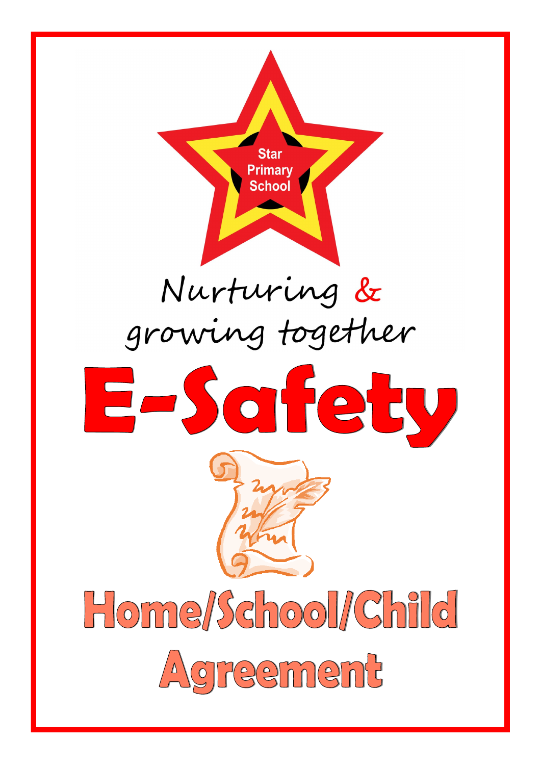Star Primary School

Nurturing & growing together

# E-Safety

# Home/School/Child Agreement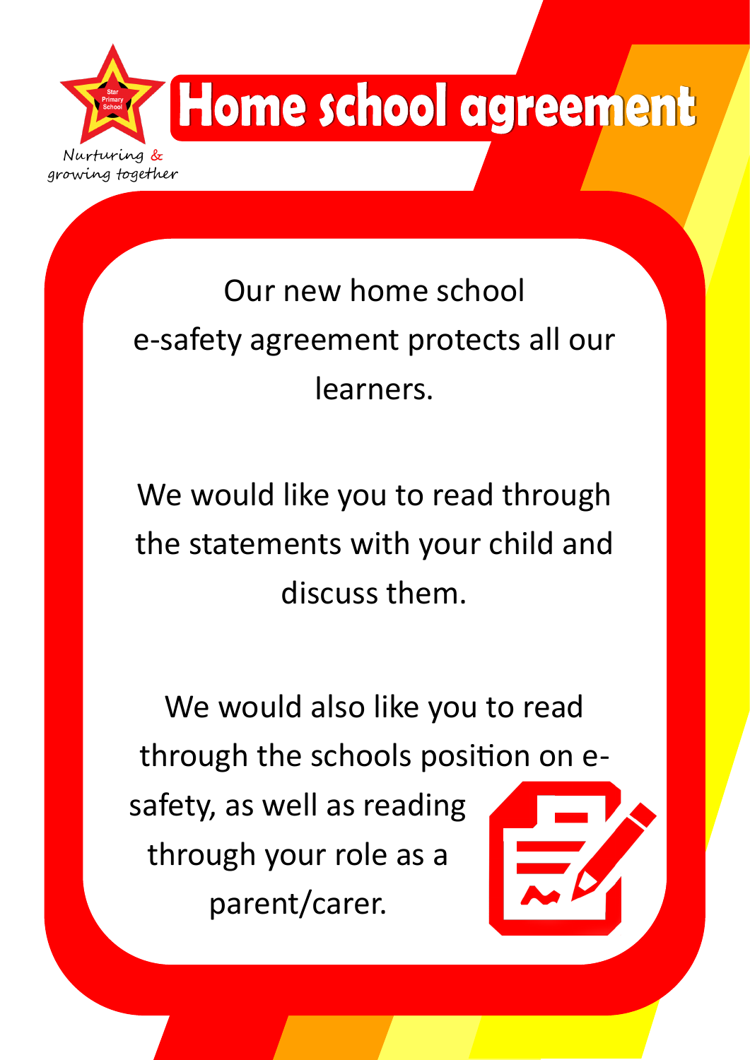Star Primary School

Nurturing & growing together

# Home school agreement

Our new home school e-safety agreement protects all our learners.

We would like you to read through the statements with your child and discuss them.

We would also like you to read through the schools position on e-safety, as well as reading through your role as a parent/carer.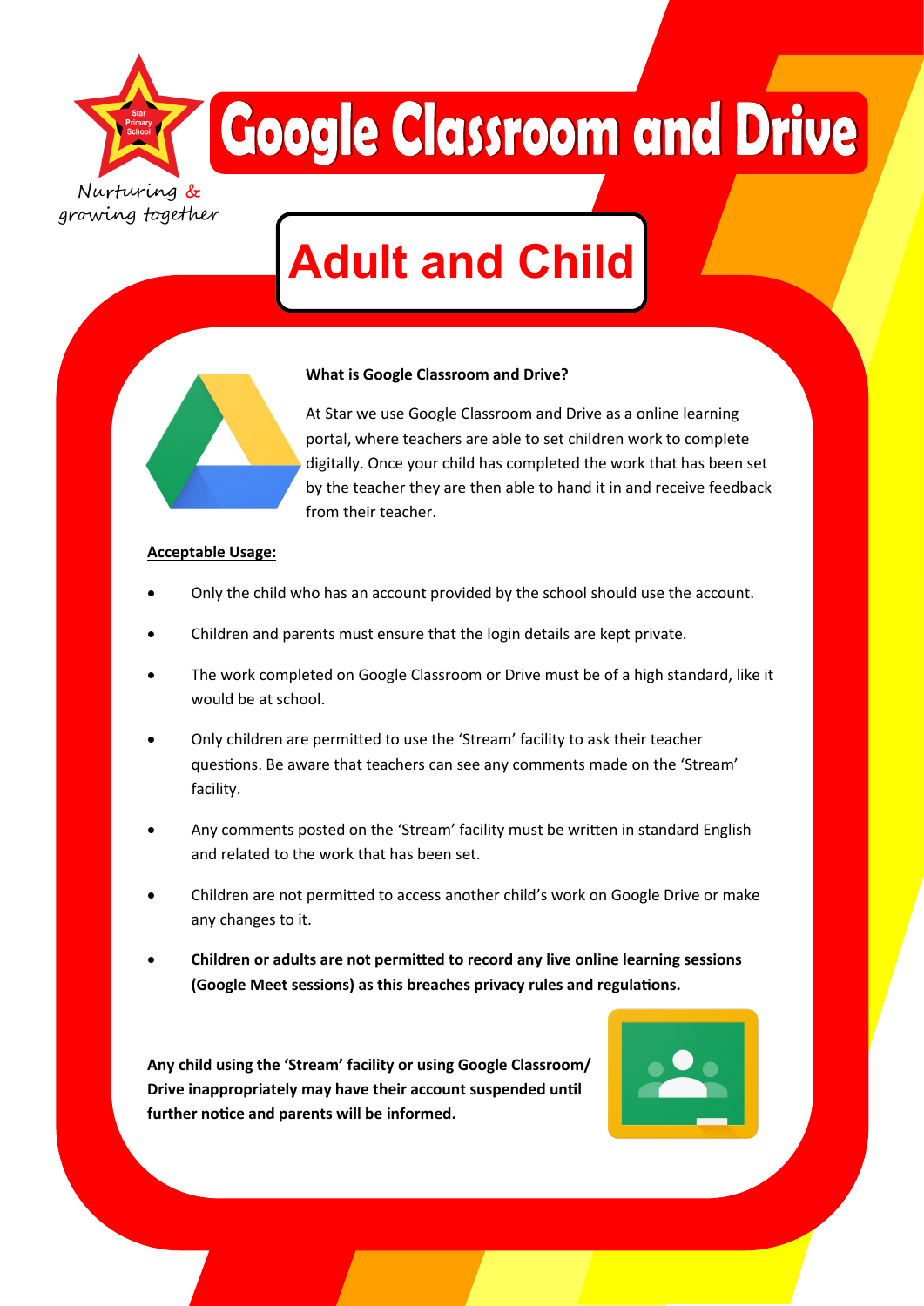Star Primary School

*Nurturing & growing together*

# Google Classroom and Drive

## Adult and Child

**What is Google Classroom and Drive?**

At Star we use Google Classroom and Drive as a online learning portal, where teachers are able to set children work to complete digitally. Once your child has completed the work that has been set by the teacher they are then able to hand it in and receive feedback from their teacher.

**Acceptable Usage:**

- Only the child who has an account provided by the school should use the account.
- Children and parents must ensure that the login details are kept private.
- The work completed on Google Classroom or Drive must be of a high standard, like it would be at school.
- Only children are permitted to use the 'Stream' facility to ask their teacher questions. Be aware that teachers can see any comments made on the 'Stream' facility.
- Any comments posted on the 'Stream' facility must be written in standard English and related to the work that has been set.
- Children are not permitted to access another child's work on Google Drive or make any changes to it.
- **Children or adults are not permitted to record any live online learning sessions (Google Meet sessions) as this breaches privacy rules and regulations.**

**Any child using the 'Stream' facility or using Google Classroom/ Drive inappropriately may have their account suspended until further notice and parents will be informed.**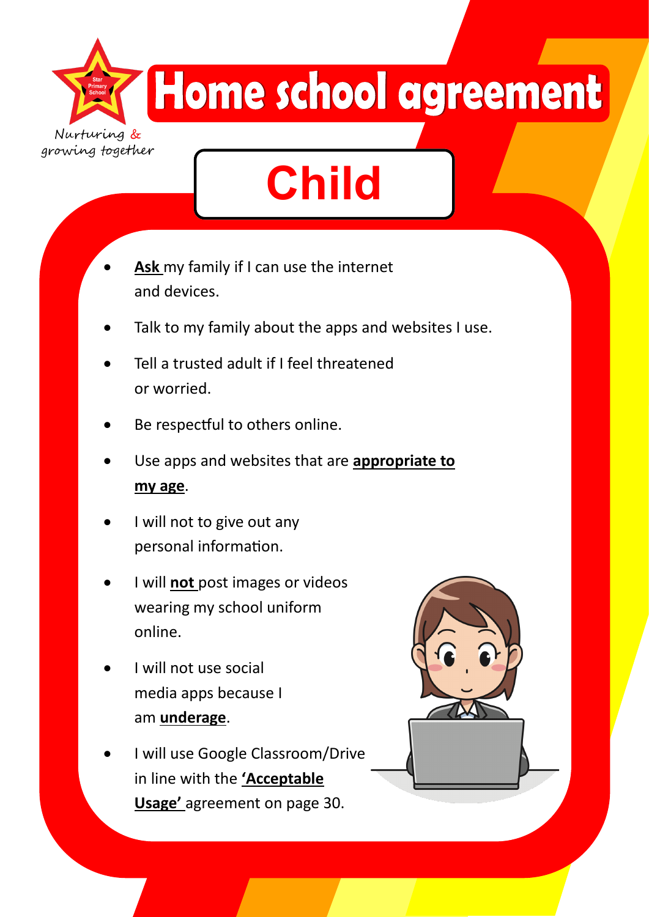Star Primary School

*Nurturing & growing together*

# Home school agreement

## Child

- **Ask** my family if I can use the internet and devices.
- Talk to my family about the apps and websites I use.
- Tell a trusted adult if I feel threatened or worried.
- Be respectful to others online.
- Use apps and websites that are **appropriate to my age**.
- I will not to give out any personal information.
- I will **not** post images or videos wearing my school uniform online.
- I will not use social media apps because I am **underage**.
- I will use Google Classroom/Drive in line with the **'Acceptable Usage'** agreement on page 30.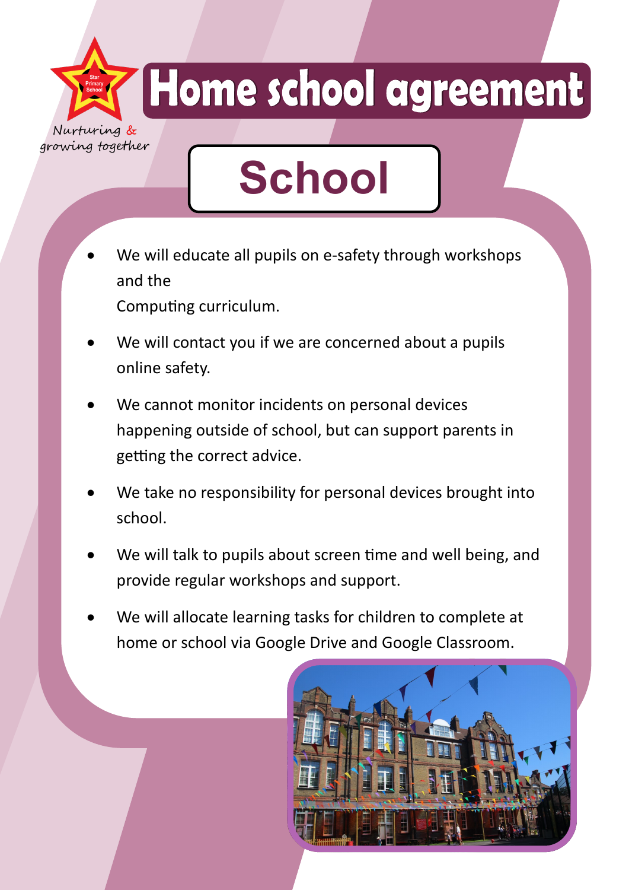Star Primary School

*Nurturing & growing together*

# Home school agreement

## School

- We will educate all pupils on e-safety through workshops and the Computing curriculum.
- We will contact you if we are concerned about a pupils online safety.
- We cannot monitor incidents on personal devices happening outside of school, but can support parents in getting the correct advice.
- We take no responsibility for personal devices brought into school.
- We will talk to pupils about screen time and well being, and provide regular workshops and support.
- We will allocate learning tasks for children to complete at home or school via Google Drive and Google Classroom.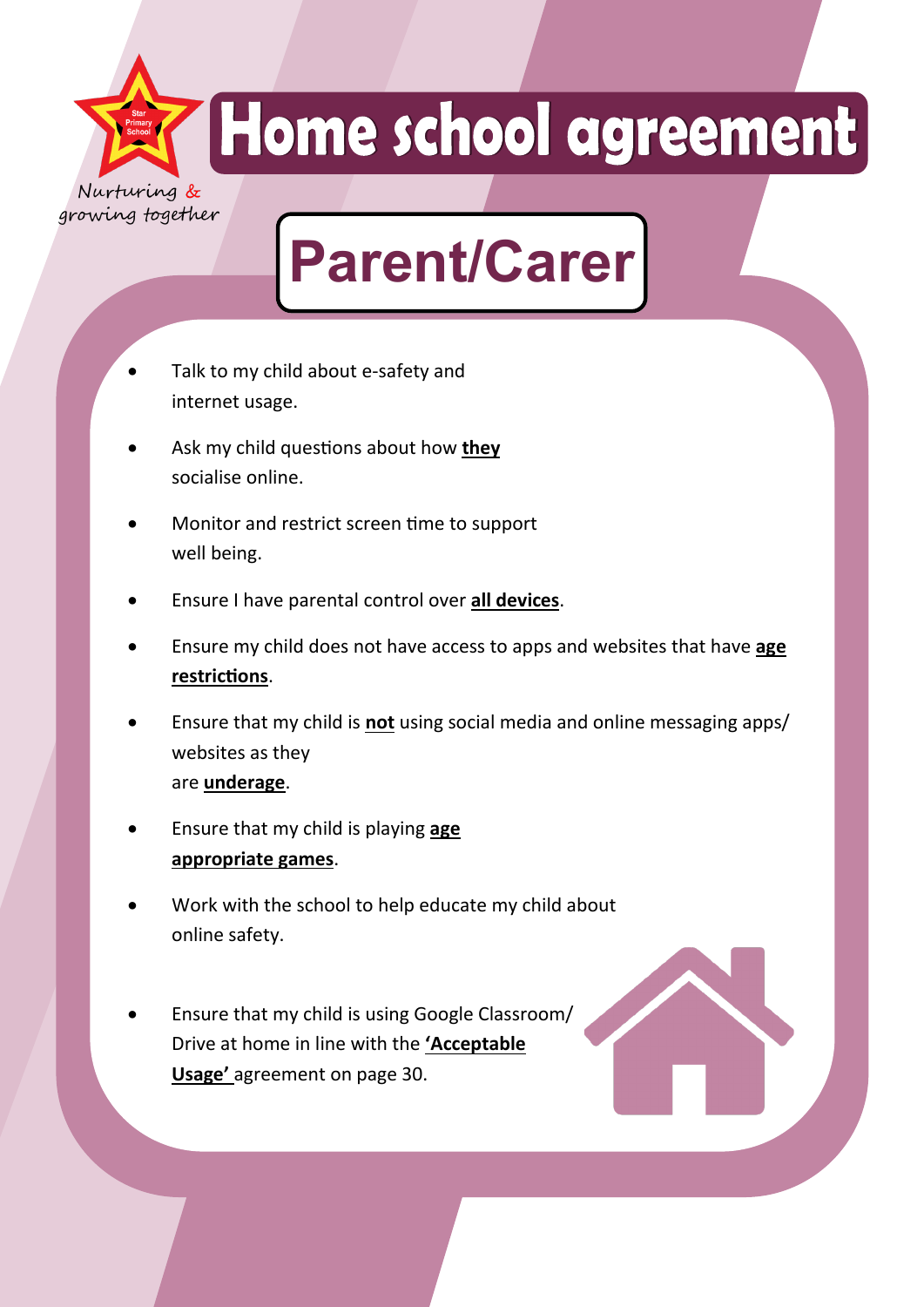Star Primary School

Nurturing & growing together

# Home school agreement

## Parent/Carer

- Talk to my child about e-safety and internet usage.
- Ask my child questions about how **they** socialise online.
- Monitor and restrict screen time to support well being.
- Ensure I have parental control over **all devices**.
- Ensure my child does not have access to apps and websites that have **age restrictions**.
- Ensure that my child is **not** using social media and online messaging apps/ websites as they are **underage**.
- Ensure that my child is playing **age appropriate games**.
- Work with the school to help educate my child about online safety.
- Ensure that my child is using Google Classroom/ Drive at home in line with the **'Acceptable Usage'** agreement on page 30.